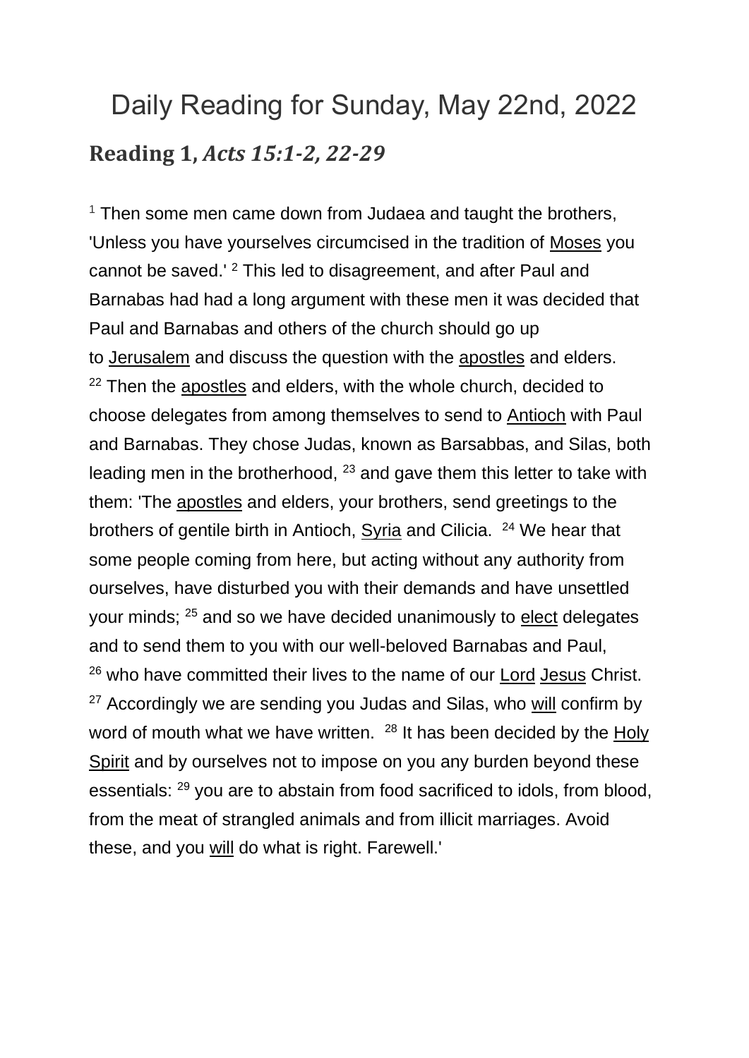# Daily Reading for Sunday, May 22nd, 2022

## Reading 1, *Acts 15:1-2, 22-29*

[1] Then some men came down from Judaea and taught the brothers, 'Unless you have yourselves circumcised in the tradition of Moses you cannot be saved.' [2] This led to disagreement, and after Paul and Barnabas had had a long argument with these men it was decided that Paul and Barnabas and others of the church should go up to Jerusalem and discuss the question with the apostles and elders. [22] Then the apostles and elders, with the whole church, decided to choose delegates from among themselves to send to Antioch with Paul and Barnabas. They chose Judas, known as Barsabbas, and Silas, both leading men in the brotherhood, [23] and gave them this letter to take with them: 'The apostles and elders, your brothers, send greetings to the brothers of gentile birth in Antioch, Syria and Cilicia. [24] We hear that some people coming from here, but acting without any authority from ourselves, have disturbed you with their demands and have unsettled your minds; [25] and so we have decided unanimously to elect delegates and to send them to you with our well-beloved Barnabas and Paul, [26] who have committed their lives to the name of our Lord Jesus Christ. [27] Accordingly we are sending you Judas and Silas, who will confirm by word of mouth what we have written. [28] It has been decided by the Holy Spirit and by ourselves not to impose on you any burden beyond these essentials: [29] you are to abstain from food sacrificed to idols, from blood, from the meat of strangled animals and from illicit marriages. Avoid these, and you will do what is right. Farewell.'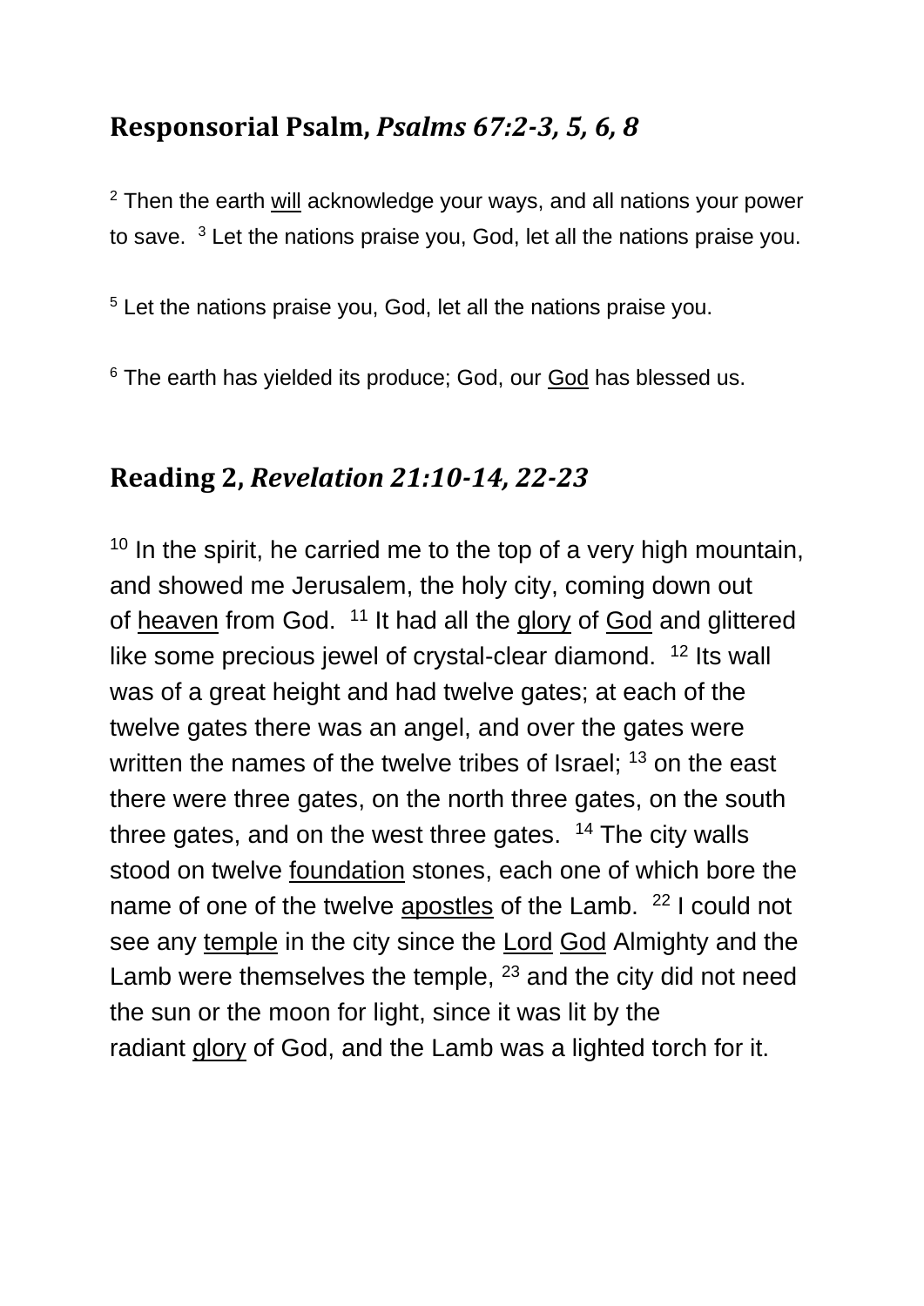## **Responsorial Psalm,** ***Psalms 67:2-3, 5, 6, 8***

[2] Then the earth will acknowledge your ways, and all nations your power to save. [3] Let the nations praise you, God, let all the nations praise you.

[5] Let the nations praise you, God, let all the nations praise you.

[6] The earth has yielded its produce; God, our God has blessed us.

## **Reading 2,** ***Revelation 21:10-14, 22-23***

[10] In the spirit, he carried me to the top of a very high mountain, and showed me Jerusalem, the holy city, coming down out of heaven from God. [11] It had all the glory of God and glittered like some precious jewel of crystal-clear diamond. [12] Its wall was of a great height and had twelve gates; at each of the twelve gates there was an angel, and over the gates were written the names of the twelve tribes of Israel; [13] on the east there were three gates, on the north three gates, on the south three gates, and on the west three gates. [14] The city walls stood on twelve foundation stones, each one of which bore the name of one of the twelve apostles of the Lamb. [22] I could not see any temple in the city since the Lord God Almighty and the Lamb were themselves the temple, [23] and the city did not need the sun or the moon for light, since it was lit by the radiant glory of God, and the Lamb was a lighted torch for it.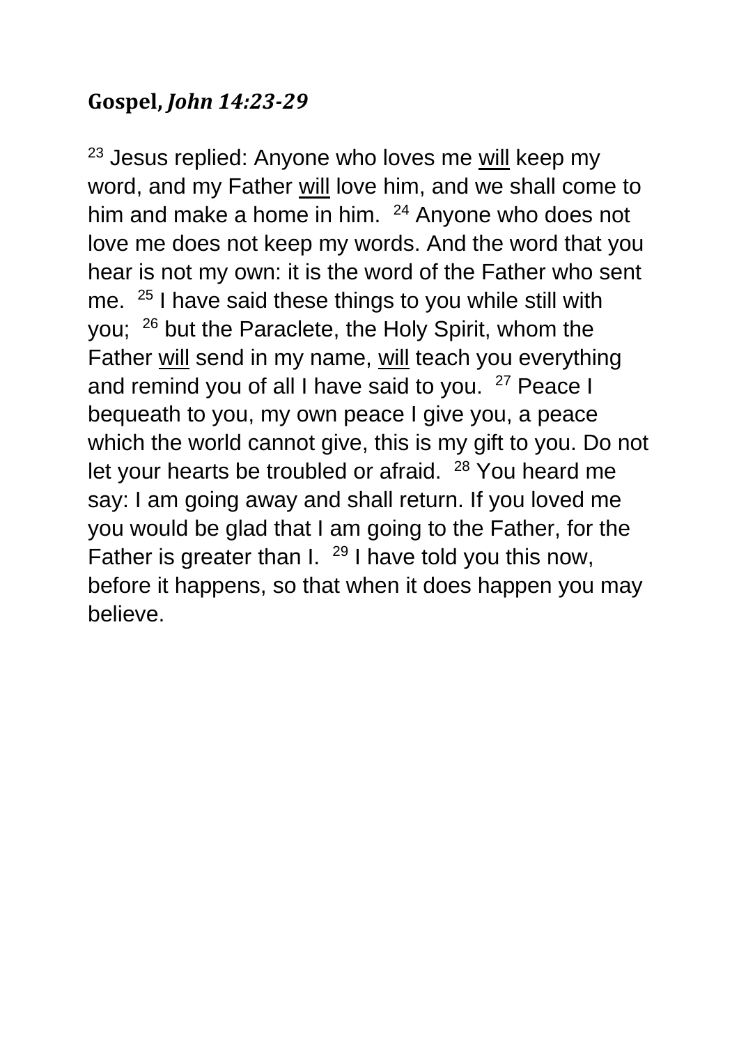## **Gospel,** ***John 14:23-29***

[23] Jesus replied: Anyone who loves me <u>will</u> keep my word, and my Father <u>will</u> love him, and we shall come to him and make a home in him. [24] Anyone who does not love me does not keep my words. And the word that you hear is not my own: it is the word of the Father who sent me. [25] I have said these things to you while still with you; [26] but the Paraclete, the Holy Spirit, whom the Father <u>will</u> send in my name, <u>will</u> teach you everything and remind you of all I have said to you. [27] Peace I bequeath to you, my own peace I give you, a peace which the world cannot give, this is my gift to you. Do not let your hearts be troubled or afraid. [28] You heard me say: I am going away and shall return. If you loved me you would be glad that I am going to the Father, for the Father is greater than I. [29] I have told you this now, before it happens, so that when it does happen you may believe.